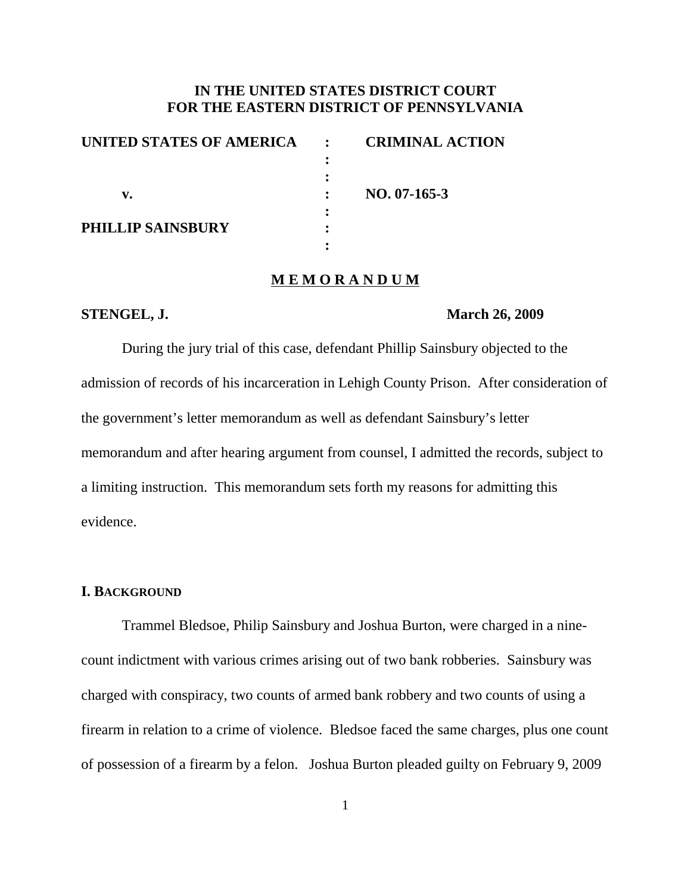# IN THE UNITED STATES DISTRICT COURT
# FOR THE EASTERN DISTRICT OF PENNSYLVANIA

| | | |
|---|---|---|
| **UNITED STATES OF AMERICA** | : | **CRIMINAL ACTION** |
| | : | |
| | : | |
| **v.** | : | **NO. 07-165-3** |
| | : | |
| **PHILLIP SAINSBURY** | : | |
| | : | |

## M E M O R A N D U M

**STENGEL, J.** **March 26, 2009**

During the jury trial of this case, defendant Phillip Sainsbury objected to the admission of records of his incarceration in Lehigh County Prison. After consideration of the government's letter memorandum as well as defendant Sainsbury's letter memorandum and after hearing argument from counsel, I admitted the records, subject to a limiting instruction. This memorandum sets forth my reasons for admitting this evidence.

### I. BACKGROUND

Trammel Bledsoe, Philip Sainsbury and Joshua Burton, were charged in a nine-count indictment with various crimes arising out of two bank robberies. Sainsbury was charged with conspiracy, two counts of armed bank robbery and two counts of using a firearm in relation to a crime of violence. Bledsoe faced the same charges, plus one count of possession of a firearm by a felon. Joshua Burton pleaded guilty on February 9, 2009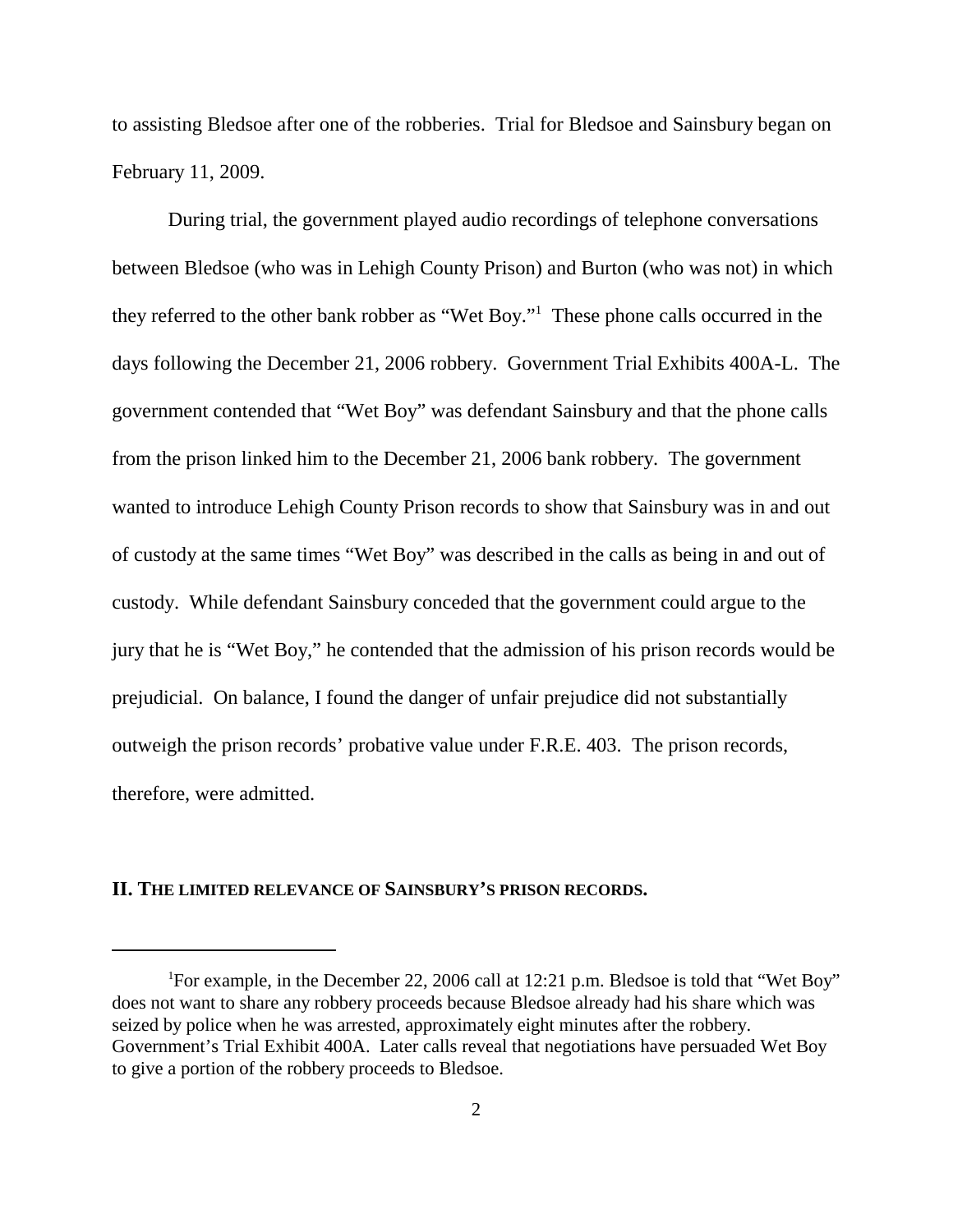to assisting Bledsoe after one of the robberies. Trial for Bledsoe and Sainsbury began on February 11, 2009.

During trial, the government played audio recordings of telephone conversations between Bledsoe (who was in Lehigh County Prison) and Burton (who was not) in which they referred to the other bank robber as "Wet Boy."[1] These phone calls occurred in the days following the December 21, 2006 robbery. Government Trial Exhibits 400A-L. The government contended that "Wet Boy" was defendant Sainsbury and that the phone calls from the prison linked him to the December 21, 2006 bank robbery. The government wanted to introduce Lehigh County Prison records to show that Sainsbury was in and out of custody at the same times "Wet Boy" was described in the calls as being in and out of custody. While defendant Sainsbury conceded that the government could argue to the jury that he is "Wet Boy," he contended that the admission of his prison records would be prejudicial. On balance, I found the danger of unfair prejudice did not substantially outweigh the prison records' probative value under F.R.E. 403. The prison records, therefore, were admitted.

## II. The limited relevance of Sainsbury's prison records.

---

[1] For example, in the December 22, 2006 call at 12:21 p.m. Bledsoe is told that "Wet Boy" does not want to share any robbery proceeds because Bledsoe already had his share which was seized by police when he was arrested, approximately eight minutes after the robbery. Government's Trial Exhibit 400A. Later calls reveal that negotiations have persuaded Wet Boy to give a portion of the robbery proceeds to Bledsoe.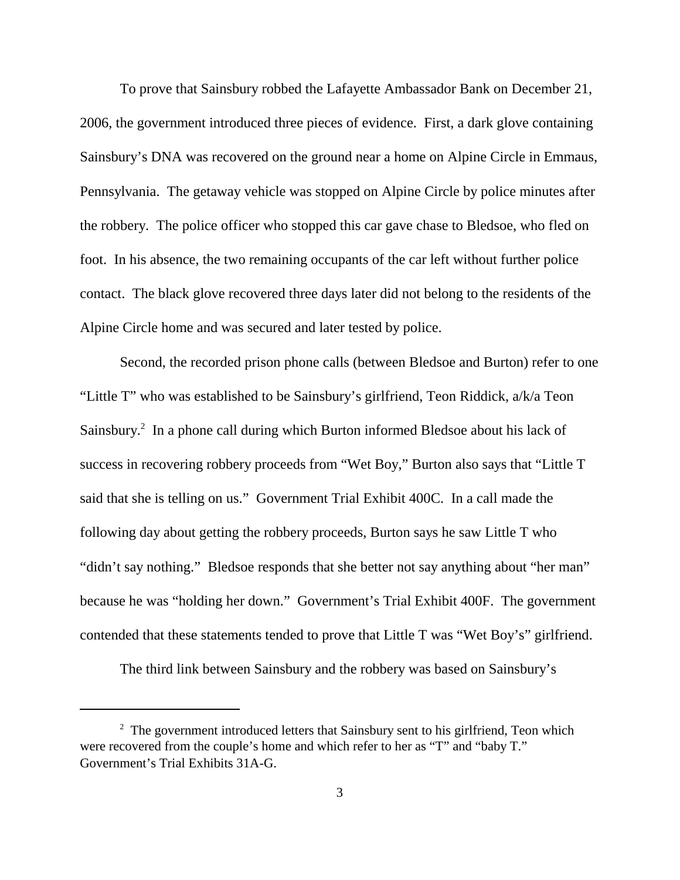To prove that Sainsbury robbed the Lafayette Ambassador Bank on December 21, 2006, the government introduced three pieces of evidence. First, a dark glove containing Sainsbury's DNA was recovered on the ground near a home on Alpine Circle in Emmaus, Pennsylvania. The getaway vehicle was stopped on Alpine Circle by police minutes after the robbery. The police officer who stopped this car gave chase to Bledsoe, who fled on foot. In his absence, the two remaining occupants of the car left without further police contact. The black glove recovered three days later did not belong to the residents of the Alpine Circle home and was secured and later tested by police.

Second, the recorded prison phone calls (between Bledsoe and Burton) refer to one "Little T" who was established to be Sainsbury's girlfriend, Teon Riddick, a/k/a Teon Sainsbury.[2] In a phone call during which Burton informed Bledsoe about his lack of success in recovering robbery proceeds from "Wet Boy," Burton also says that "Little T said that she is telling on us." Government Trial Exhibit 400C. In a call made the following day about getting the robbery proceeds, Burton says he saw Little T who "didn't say nothing." Bledsoe responds that she better not say anything about "her man" because he was "holding her down." Government's Trial Exhibit 400F. The government contended that these statements tended to prove that Little T was "Wet Boy's" girlfriend.

The third link between Sainsbury and the robbery was based on Sainsbury's

---

[2] The government introduced letters that Sainsbury sent to his girlfriend, Teon which were recovered from the couple's home and which refer to her as "T" and "baby T." Government's Trial Exhibits 31A-G.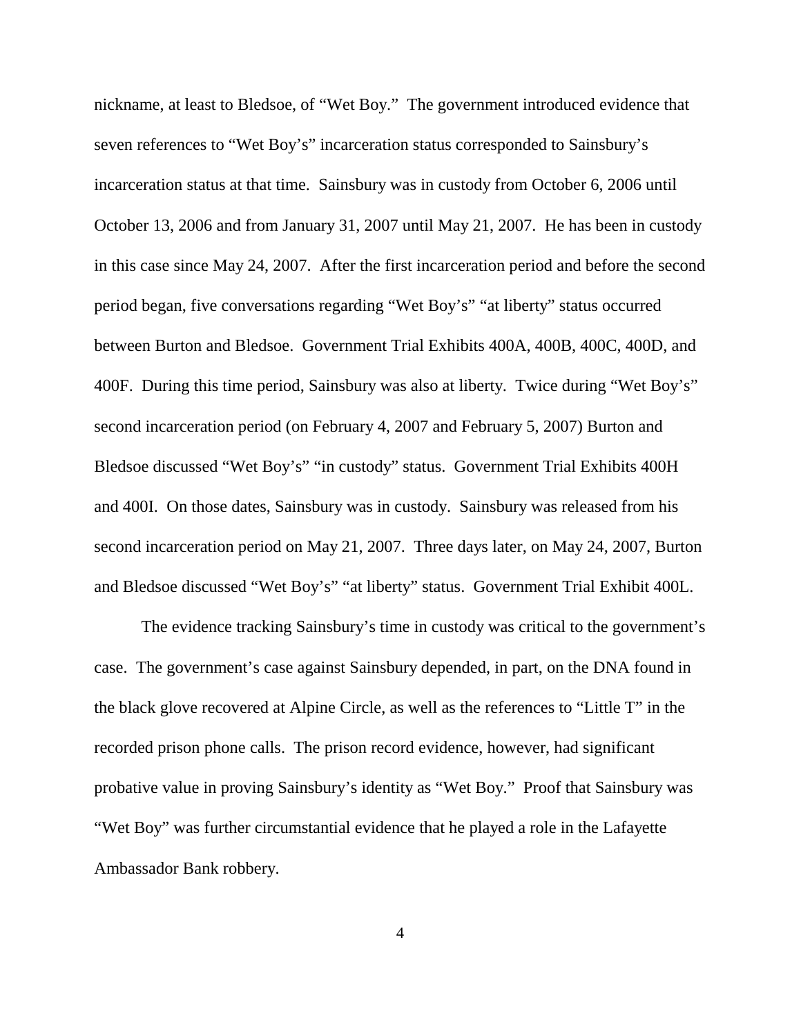nickname, at least to Bledsoe, of "Wet Boy." The government introduced evidence that seven references to "Wet Boy's" incarceration status corresponded to Sainsbury's incarceration status at that time. Sainsbury was in custody from October 6, 2006 until October 13, 2006 and from January 31, 2007 until May 21, 2007. He has been in custody in this case since May 24, 2007. After the first incarceration period and before the second period began, five conversations regarding "Wet Boy's" "at liberty" status occurred between Burton and Bledsoe. Government Trial Exhibits 400A, 400B, 400C, 400D, and 400F. During this time period, Sainsbury was also at liberty. Twice during "Wet Boy's" second incarceration period (on February 4, 2007 and February 5, 2007) Burton and Bledsoe discussed "Wet Boy's" "in custody" status. Government Trial Exhibits 400H and 400I. On those dates, Sainsbury was in custody. Sainsbury was released from his second incarceration period on May 21, 2007. Three days later, on May 24, 2007, Burton and Bledsoe discussed "Wet Boy's" "at liberty" status. Government Trial Exhibit 400L.

The evidence tracking Sainsbury's time in custody was critical to the government's case. The government's case against Sainsbury depended, in part, on the DNA found in the black glove recovered at Alpine Circle, as well as the references to "Little T" in the recorded prison phone calls. The prison record evidence, however, had significant probative value in proving Sainsbury's identity as "Wet Boy." Proof that Sainsbury was "Wet Boy" was further circumstantial evidence that he played a role in the Lafayette Ambassador Bank robbery.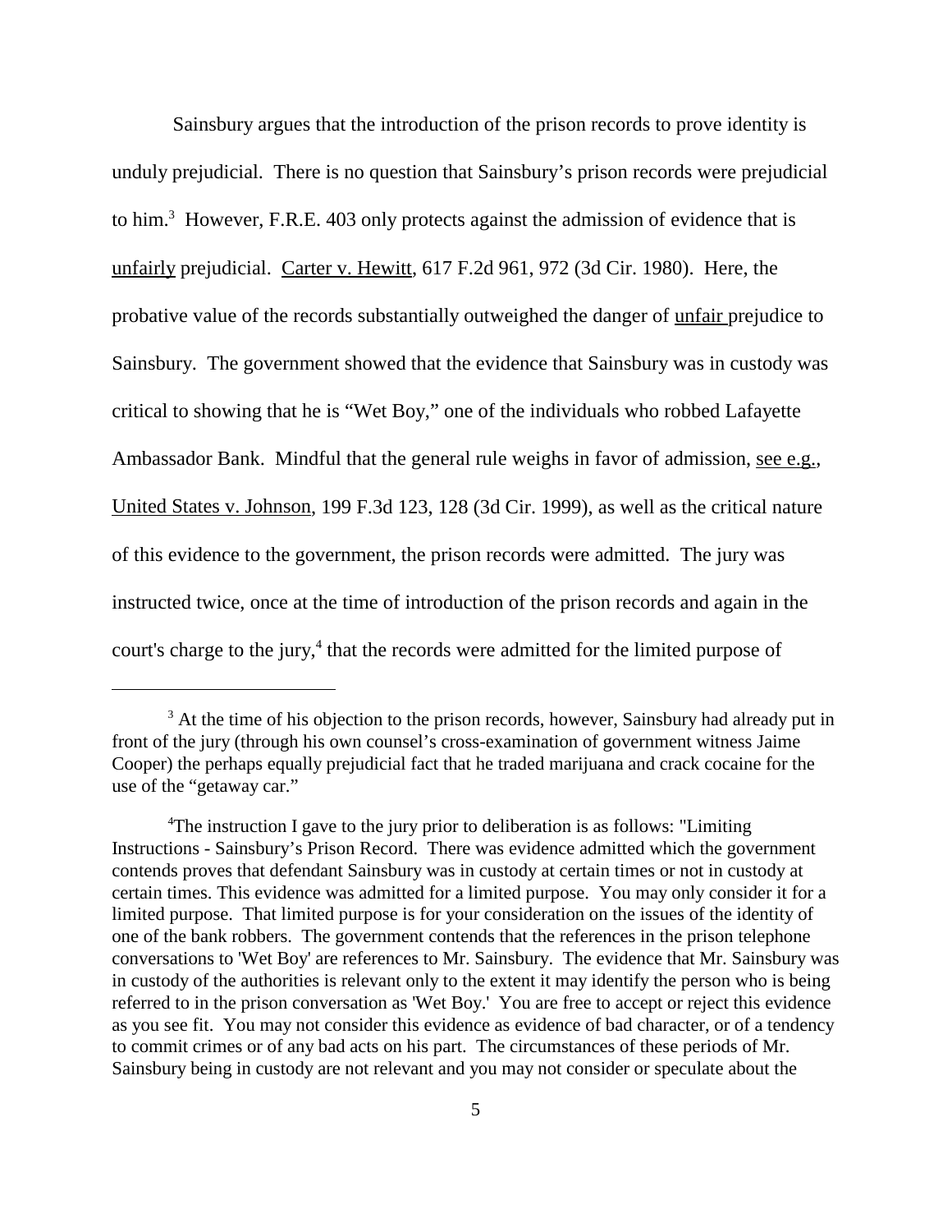Sainsbury argues that the introduction of the prison records to prove identity is unduly prejudicial. There is no question that Sainsbury's prison records were prejudicial to him.[3] However, F.R.E. 403 only protects against the admission of evidence that is unfairly prejudicial. Carter v. Hewitt, 617 F.2d 961, 972 (3d Cir. 1980). Here, the probative value of the records substantially outweighed the danger of unfair prejudice to Sainsbury. The government showed that the evidence that Sainsbury was in custody was critical to showing that he is "Wet Boy," one of the individuals who robbed Lafayette Ambassador Bank. Mindful that the general rule weighs in favor of admission, see e.g., United States v. Johnson, 199 F.3d 123, 128 (3d Cir. 1999), as well as the critical nature of this evidence to the government, the prison records were admitted. The jury was instructed twice, once at the time of introduction of the prison records and again in the court's charge to the jury,[4] that the records were admitted for the limited purpose of

---

[3] At the time of his objection to the prison records, however, Sainsbury had already put in front of the jury (through his own counsel's cross-examination of government witness Jaime Cooper) the perhaps equally prejudicial fact that he traded marijuana and crack cocaine for the use of the "getaway car."

[4] The instruction I gave to the jury prior to deliberation is as follows: "Limiting Instructions - Sainsbury's Prison Record. There was evidence admitted which the government contends proves that defendant Sainsbury was in custody at certain times or not in custody at certain times. This evidence was admitted for a limited purpose. You may only consider it for a limited purpose. That limited purpose is for your consideration on the issues of the identity of one of the bank robbers. The government contends that the references in the prison telephone conversations to 'Wet Boy' are references to Mr. Sainsbury. The evidence that Mr. Sainsbury was in custody of the authorities is relevant only to the extent it may identify the person who is being referred to in the prison conversation as 'Wet Boy.' You are free to accept or reject this evidence as you see fit. You may not consider this evidence as evidence of bad character, or of a tendency to commit crimes or of any bad acts on his part. The circumstances of these periods of Mr. Sainsbury being in custody are not relevant and you may not consider or speculate about the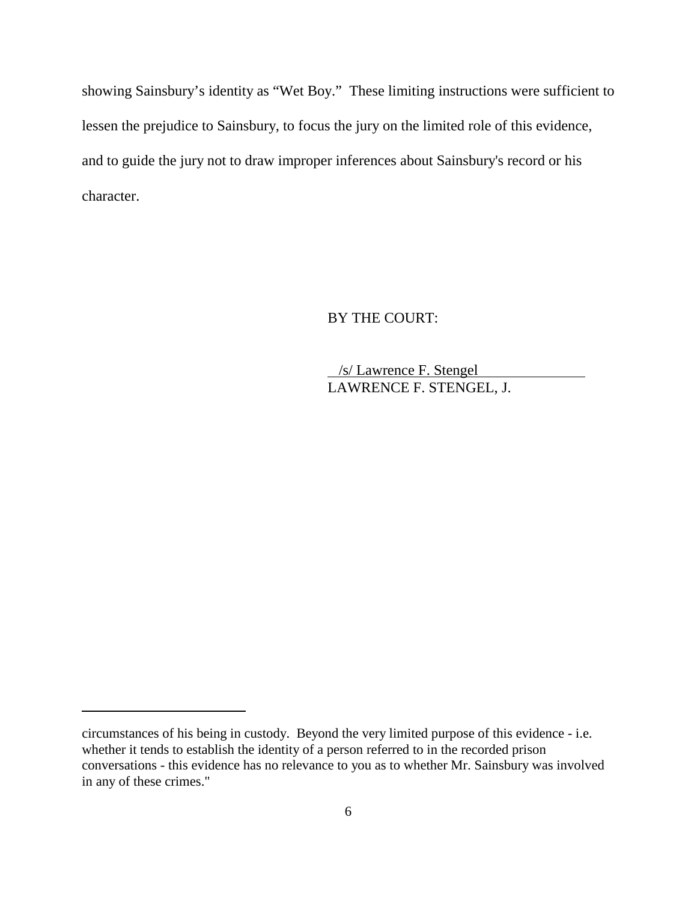showing Sainsbury's identity as "Wet Boy." These limiting instructions were sufficient to lessen the prejudice to Sainsbury, to focus the jury on the limited role of this evidence, and to guide the jury not to draw improper inferences about Sainsbury's record or his character.

BY THE COURT:

/s/ Lawrence F. Stengel
LAWRENCE F. STENGEL, J.

---

circumstances of his being in custody. Beyond the very limited purpose of this evidence - i.e. whether it tends to establish the identity of a person referred to in the recorded prison conversations - this evidence has no relevance to you as to whether Mr. Sainsbury was involved in any of these crimes."